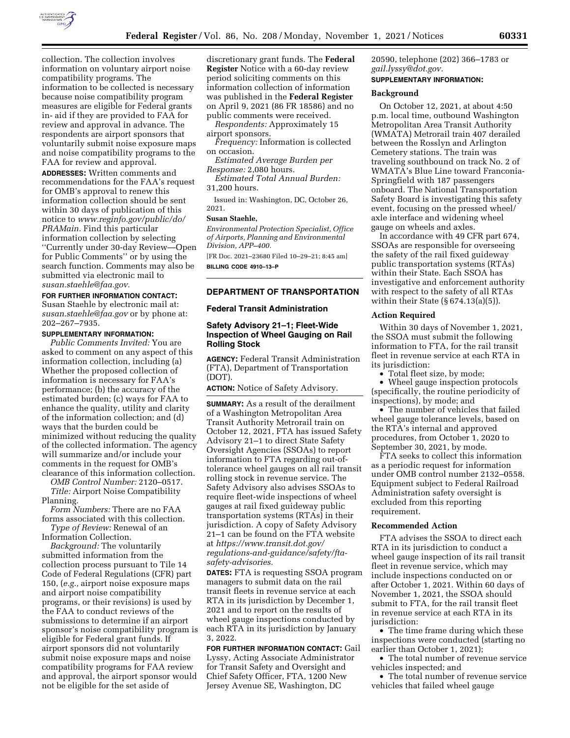collection. The collection involves information on voluntary airport noise compatibility programs. The information to be collected is necessary because noise compatibility program measures are eligible for Federal grants in- aid if they are provided to FAA for review and approval in advance. The respondents are airport sponsors that voluntarily submit noise exposure maps and noise compatibility programs to the FAA for review and approval.

**ADDRESSES:** Written comments and recommendations for the FAA's request for OMB's approval to renew this information collection should be sent within 30 days of publication of this notice to *www.reginfo.gov/public/do/PRAMain.* Find this particular information collection by selecting ''Currently under 30-day Review—Open for Public Comments'' or by using the search function. Comments may also be submitted via electronic mail to *susan.staehle@faa.gov.*

**FOR FURTHER INFORMATION CONTACT:** Susan Staehle by electronic mail at: *susan.staehle@faa.gov* or by phone at: 202–267–7935.

**SUPPLEMENTARY INFORMATION:**

*Public Comments Invited:* You are asked to comment on any aspect of this information collection, including (a) Whether the proposed collection of information is necessary for FAA's performance; (b) the accuracy of the estimated burden; (c) ways for FAA to enhance the quality, utility and clarity of the information collection; and (d) ways that the burden could be minimized without reducing the quality of the collected information. The agency will summarize and/or include your comments in the request for OMB's clearance of this information collection.

*OMB Control Number:* 2120–0517.

*Title:* Airport Noise Compatibility Planning.

*Form Numbers:* There are no FAA forms associated with this collection.

*Type of Review:* Renewal of an Information Collection.

*Background:* The voluntarily submitted information from the collection process pursuant to Tile 14 Code of Federal Regulations (CFR) part 150, (*e.g.,* airport noise exposure maps and airport noise compatibility programs, or their revisions) is used by the FAA to conduct reviews of the submissions to determine if an airport sponsor's noise compatibility program is eligible for Federal grant funds. If airport sponsors did not voluntarily submit noise exposure maps and noise compatibility programs for FAA review and approval, the airport sponsor would not be eligible for the set aside of discretionary grant funds. The **Federal Register** Notice with a 60-day review period soliciting comments on this information collection of information was published in the **Federal Register** on April 9, 2021 (86 FR 18586) and no public comments were received.

*Respondents:* Approximately 15 airport sponsors.

*Frequency:* Information is collected on occasion.

*Estimated Average Burden per Response:* 2,080 hours.

*Estimated Total Annual Burden:* 31,200 hours.

Issued in: Washington, DC, October 26, 2021.

**Susan Staehle,**

*Environmental Protection Specialist, Office of Airports, Planning and Environmental Division, APP–400.*

[FR Doc. 2021–23680 Filed 10–29–21; 8:45 am]

**BILLING CODE 4910–13–P**

## DEPARTMENT OF TRANSPORTATION

### Federal Transit Administration

### Safety Advisory 21–1; Fleet-Wide Inspection of Wheel Gauging on Rail Rolling Stock

**AGENCY:** Federal Transit Administration (FTA), Department of Transportation (DOT).

**ACTION:** Notice of Safety Advisory.

**SUMMARY:** As a result of the derailment of a Washington Metropolitan Area Transit Authority Metrorail train on October 12, 2021, FTA has issued Safety Advisory 21–1 to direct State Safety Oversight Agencies (SSOAs) to report information to FTA regarding out-of-tolerance wheel gauges on all rail transit rolling stock in revenue service. The Safety Advisory also advises SSOAs to require fleet-wide inspections of wheel gauges at rail fixed guideway public transportation systems (RTAs) in their jurisdiction. A copy of Safety Advisory 21–1 can be found on the FTA website at *https://www.transit.dot.gov/regulations-and-guidance/safety/fta-safety-advisories.*

**DATES:** FTA is requesting SSOA program managers to submit data on the rail transit fleets in revenue service at each RTA in its jurisdiction by December 1, 2021 and to report on the results of wheel gauge inspections conducted by each RTA in its jurisdiction by January 3, 2022.

**FOR FURTHER INFORMATION CONTACT:** Gail Lyssy, Acting Associate Administrator for Transit Safety and Oversight and Chief Safety Officer, FTA, 1200 New Jersey Avenue SE, Washington, DC 20590, telephone (202) 366–1783 or *gail.lyssy@dot.gov.*

**SUPPLEMENTARY INFORMATION:**

#### Background

On October 12, 2021, at about 4:50 p.m. local time, outbound Washington Metropolitan Area Transit Authority (WMATA) Metrorail train 407 derailed between the Rosslyn and Arlington Cemetery stations. The train was traveling southbound on track No. 2 of WMATA's Blue Line toward Franconia-Springfield with 187 passengers onboard. The National Transportation Safety Board is investigating this safety event, focusing on the pressed wheel/axle interface and widening wheel gauge on wheels and axles.

In accordance with 49 CFR part 674, SSOAs are responsible for overseeing the safety of the rail fixed guideway public transportation systems (RTAs) within their State. Each SSOA has investigative and enforcement authority with respect to the safety of all RTAs within their State (§ 674.13(a)(5)).

#### Action Required

Within 30 days of November 1, 2021, the SSOA must submit the following information to FTA, for the rail transit fleet in revenue service at each RTA in its jurisdiction:

- Total fleet size, by mode;
- Wheel gauge inspection protocols (specifically, the routine periodicity of inspections), by mode; and
- The number of vehicles that failed wheel gauge tolerance levels, based on the RTA's internal and approved procedures, from October 1, 2020 to September 30, 2021, by mode.

FTA seeks to collect this information as a periodic request for information under OMB control number 2132–0558. Equipment subject to Federal Railroad Administration safety oversight is excluded from this reporting requirement.

#### Recommended Action

FTA advises the SSOA to direct each RTA in its jurisdiction to conduct a wheel gauge inspection of its rail transit fleet in revenue service, which may include inspections conducted on or after October 1, 2021. Within 60 days of November 1, 2021, the SSOA should submit to FTA, for the rail transit fleet in revenue service at each RTA in its jurisdiction:

- The time frame during which these inspections were conducted (starting no earlier than October 1, 2021);
- The total number of revenue service vehicles inspected; and
- The total number of revenue service vehicles that failed wheel gauge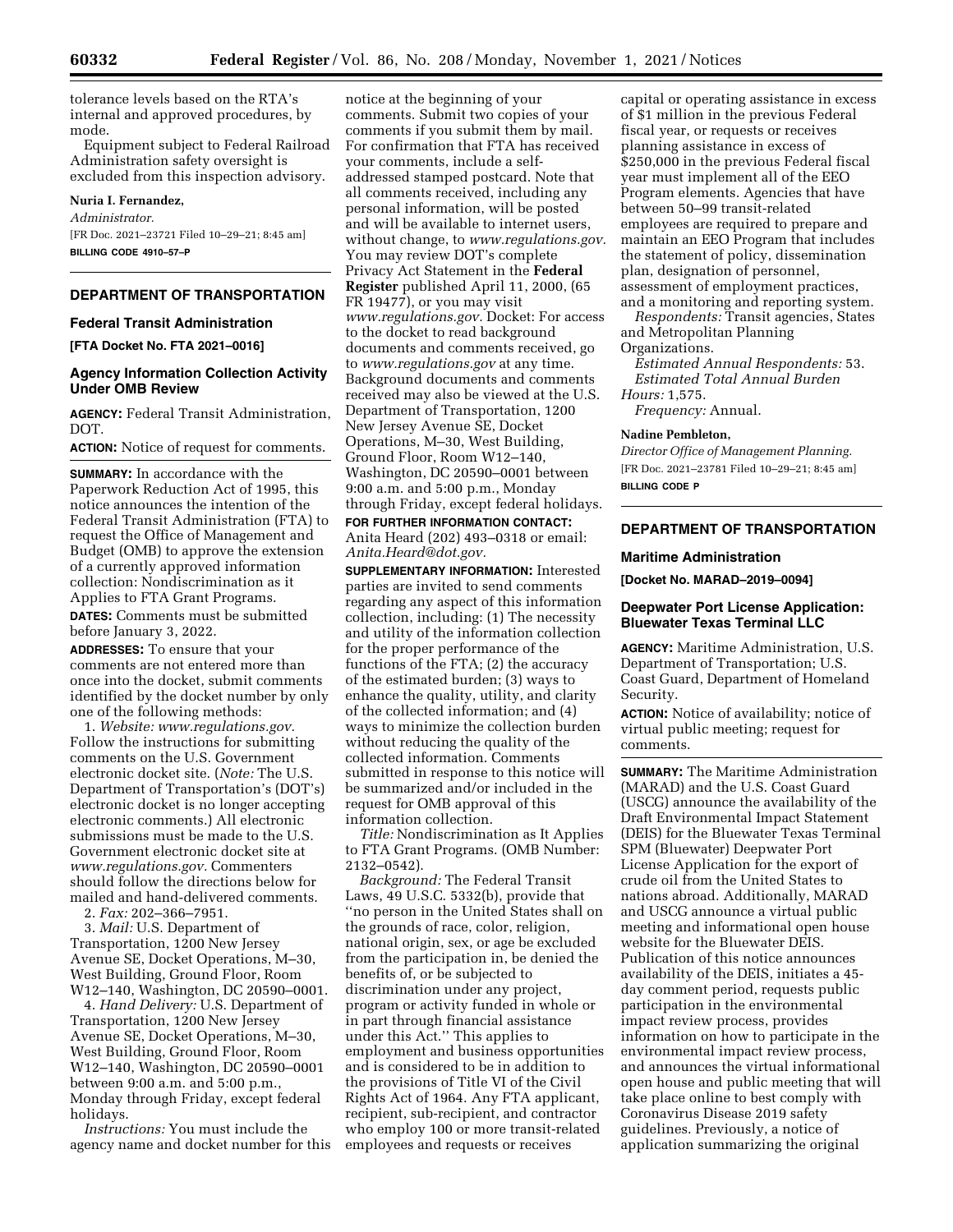tolerance levels based on the RTA's internal and approved procedures, by mode.

Equipment subject to Federal Railroad Administration safety oversight is excluded from this inspection advisory.

**Nuria I. Fernandez,**

*Administrator.*

[FR Doc. 2021–23721 Filed 10–29–21; 8:45 am]

**BILLING CODE 4910–57–P**

## DEPARTMENT OF TRANSPORTATION

### Federal Transit Administration

**[FTA Docket No. FTA 2021–0016]**

### Agency Information Collection Activity Under OMB Review

**AGENCY:** Federal Transit Administration, DOT.

**ACTION:** Notice of request for comments.

**SUMMARY:** In accordance with the Paperwork Reduction Act of 1995, this notice announces the intention of the Federal Transit Administration (FTA) to request the Office of Management and Budget (OMB) to approve the extension of a currently approved information collection: Nondiscrimination as it Applies to FTA Grant Programs.

**DATES:** Comments must be submitted before January 3, 2022.

**ADDRESSES:** To ensure that your comments are not entered more than once into the docket, submit comments identified by the docket number by only one of the following methods:

1. *Website: www.regulations.gov.* Follow the instructions for submitting comments on the U.S. Government electronic docket site. (*Note:* The U.S. Department of Transportation's (DOT's) electronic docket is no longer accepting electronic comments.) All electronic submissions must be made to the U.S. Government electronic docket site at *www.regulations.gov.* Commenters should follow the directions below for mailed and hand-delivered comments.

2. *Fax:* 202–366–7951.

3. *Mail:* U.S. Department of Transportation, 1200 New Jersey Avenue SE, Docket Operations, M–30, West Building, Ground Floor, Room W12–140, Washington, DC 20590–0001.

4. *Hand Delivery:* U.S. Department of Transportation, 1200 New Jersey Avenue SE, Docket Operations, M–30, West Building, Ground Floor, Room W12–140, Washington, DC 20590–0001 between 9:00 a.m. and 5:00 p.m., Monday through Friday, except federal holidays.

*Instructions:* You must include the agency name and docket number for this notice at the beginning of your comments. Submit two copies of your comments if you submit them by mail. For confirmation that FTA has received your comments, include a self-addressed stamped postcard. Note that all comments received, including any personal information, will be posted and will be available to internet users, without change, to *www.regulations.gov.* You may review DOT's complete Privacy Act Statement in the **Federal Register** published April 11, 2000, (65 FR 19477), or you may visit *www.regulations.gov.* Docket: For access to the docket to read background documents and comments received, go to *www.regulations.gov* at any time. Background documents and comments received may also be viewed at the U.S. Department of Transportation, 1200 New Jersey Avenue SE, Docket Operations, M–30, West Building, Ground Floor, Room W12–140, Washington, DC 20590–0001 between 9:00 a.m. and 5:00 p.m., Monday through Friday, except federal holidays.

**FOR FURTHER INFORMATION CONTACT:** Anita Heard (202) 493–0318 or email: *Anita.Heard@dot.gov.*

**SUPPLEMENTARY INFORMATION:** Interested parties are invited to send comments regarding any aspect of this information collection, including: (1) The necessity and utility of the information collection for the proper performance of the functions of the FTA; (2) the accuracy of the estimated burden; (3) ways to enhance the quality, utility, and clarity of the collected information; and (4) ways to minimize the collection burden without reducing the quality of the collected information. Comments submitted in response to this notice will be summarized and/or included in the request for OMB approval of this information collection.

*Title:* Nondiscrimination as It Applies to FTA Grant Programs. (OMB Number: 2132–0542).

*Background:* The Federal Transit Laws, 49 U.S.C. 5332(b), provide that ''no person in the United States shall on the grounds of race, color, religion, national origin, sex, or age be excluded from the participation in, be denied the benefits of, or be subjected to discrimination under any project, program or activity funded in whole or in part through financial assistance under this Act.'' This applies to employment and business opportunities and is considered to be in addition to the provisions of Title VI of the Civil Rights Act of 1964. Any FTA applicant, recipient, sub-recipient, and contractor who employ 100 or more transit-related employees and requests or receives capital or operating assistance in excess of $1 million in the previous Federal fiscal year, or requests or receives planning assistance in excess of $250,000 in the previous Federal fiscal year must implement all of the EEO Program elements. Agencies that have between 50–99 transit-related employees are required to prepare and maintain an EEO Program that includes the statement of policy, dissemination plan, designation of personnel, assessment of employment practices, and a monitoring and reporting system.

*Respondents:* Transit agencies, States and Metropolitan Planning Organizations.

*Estimated Annual Respondents:* 53.

*Estimated Total Annual Burden Hours:* 1,575.

*Frequency:* Annual.

**Nadine Pembleton,**

*Director Office of Management Planning.*

[FR Doc. 2021–23781 Filed 10–29–21; 8:45 am]

**BILLING CODE P**

## DEPARTMENT OF TRANSPORTATION

### Maritime Administration

**[Docket No. MARAD–2019–0094]**

### Deepwater Port License Application: Bluewater Texas Terminal LLC

**AGENCY:** Maritime Administration, U.S. Department of Transportation; U.S. Coast Guard, Department of Homeland Security.

**ACTION:** Notice of availability; notice of virtual public meeting; request for comments.

**SUMMARY:** The Maritime Administration (MARAD) and the U.S. Coast Guard (USCG) announce the availability of the Draft Environmental Impact Statement (DEIS) for the Bluewater Texas Terminal SPM (Bluewater) Deepwater Port License Application for the export of crude oil from the United States to nations abroad. Additionally, MARAD and USCG announce a virtual public meeting and informational open house website for the Bluewater DEIS. Publication of this notice announces availability of the DEIS, initiates a 45-day comment period, requests public participation in the environmental impact review process, provides information on how to participate in the environmental impact review process, and announces the virtual informational open house and public meeting that will take place online to best comply with Coronavirus Disease 2019 safety guidelines. Previously, a notice of application summarizing the original